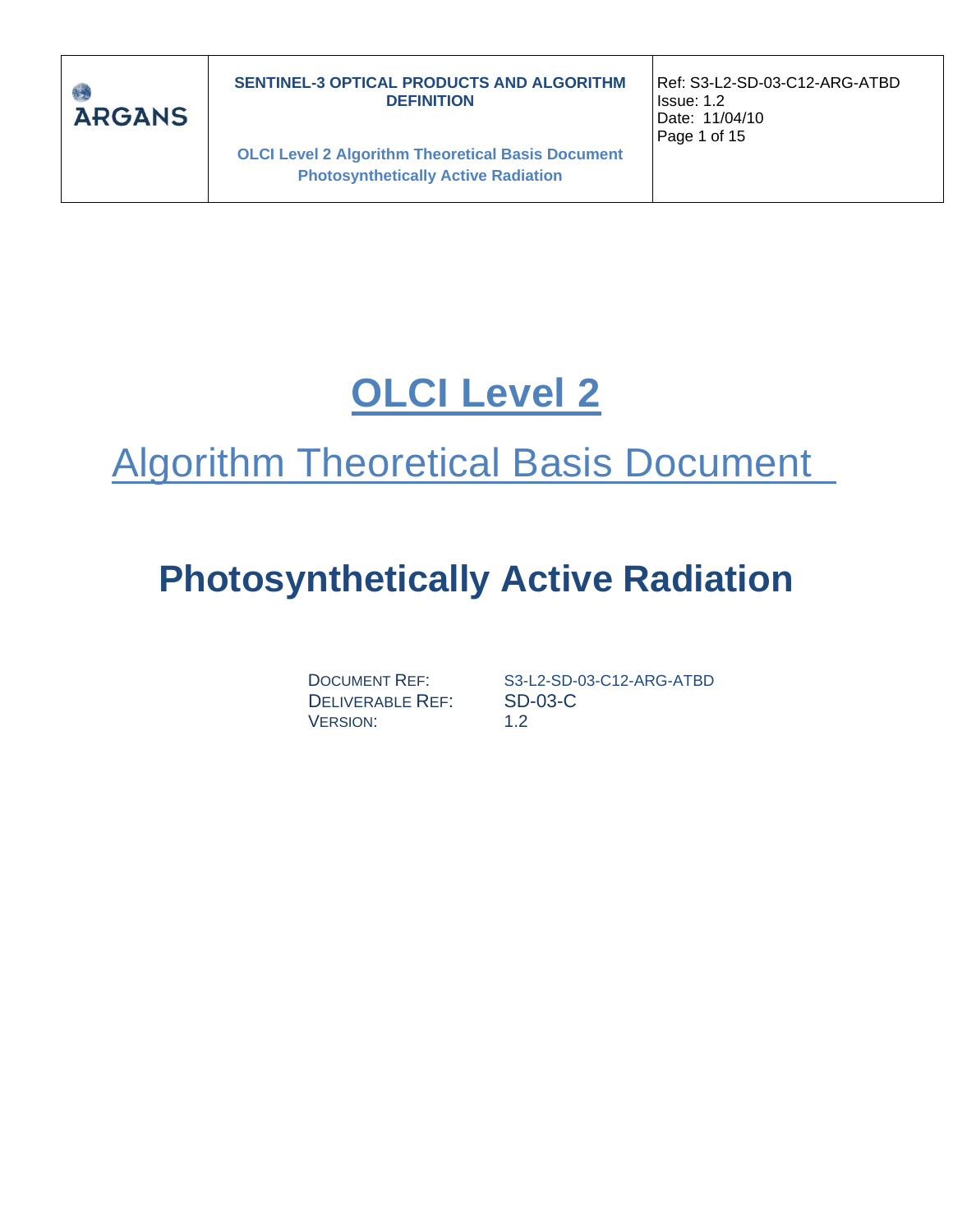# OLCI Level 2

## Algorithm Theoretical Basis Document

# Photosynthetically Active Radiation

| | |
|---|---|
| DOCUMENT REF: | S3-L2-SD-03-C12-ARG-ATBD |
| DELIVERABLE REF: | SD-03-C |
| VERSION: | 1.2 |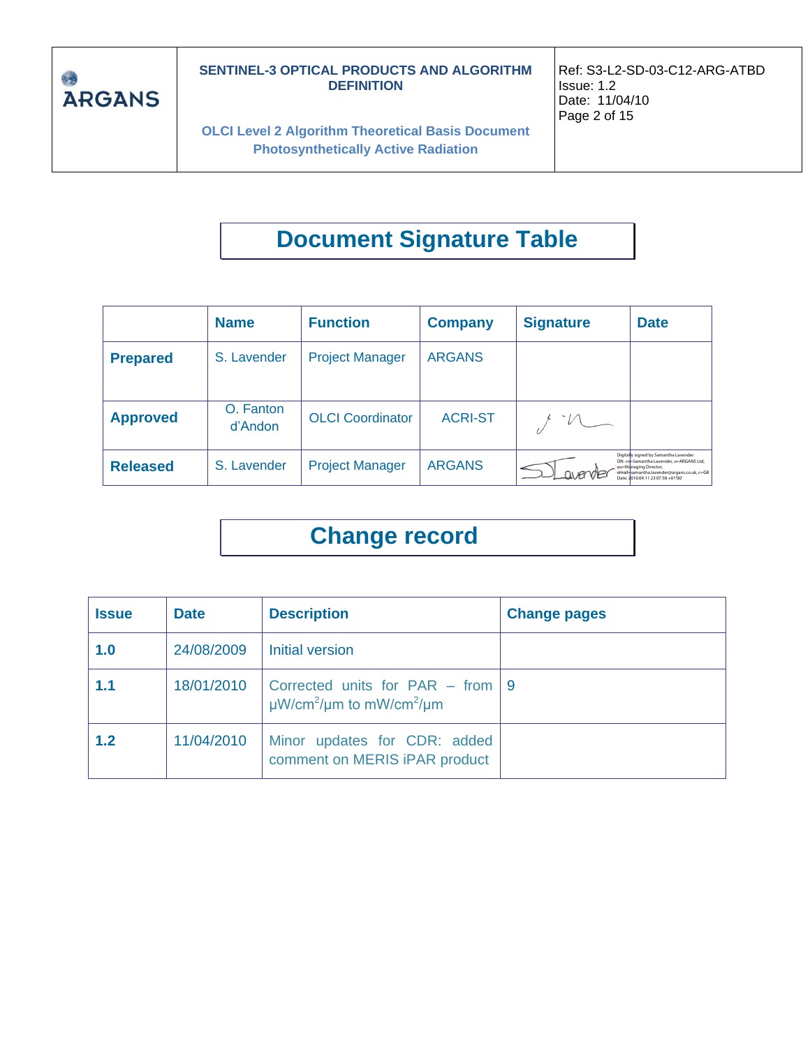# Document Signature Table

| | Name | Function | Company | Signature | Date |
|---|---|---|---|---|---|
| **Prepared** | S. Lavender | Project Manager | ARGANS | | |
| **Approved** | O. Fanton d'Andon | OLCI Coordinator | ACRI-ST | | |
| **Released** | S. Lavender | Project Manager | ARGANS | Digitally signed by Samantha Lavender DN: cn=Samantha Lavender, o=ARGANS Ltd, ou=Managing Director, email=samantha.lavender@argans.co.uk, c=GB Date: 2010.04.11 23:07:58 +01'00' | |

# Change record

| Issue | Date | Description | Change pages |
|---|---|---|---|
| **1.0** | 24/08/2009 | Initial version | |
| **1.1** | 18/01/2010 | Corrected units for PAR – from $\mu W/cm^2/\mu m$ to $mW/cm^2/\mu m$ | 9 |
| **1.2** | 11/04/2010 | Minor updates for CDR: added comment on MERIS iPAR product | |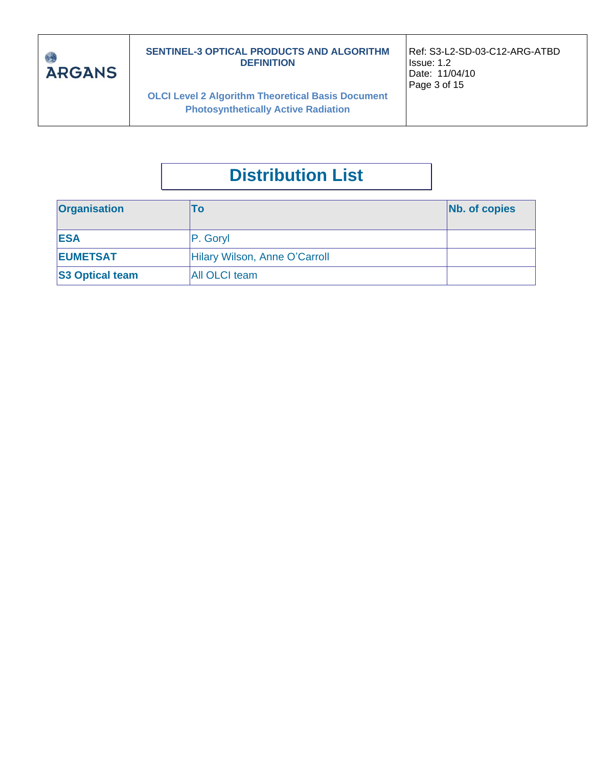# Distribution List

| Organisation | To | Nb. of copies |
|---|---|---|
| **ESA** | P. Goryl | |
| **EUMETSAT** | Hilary Wilson, Anne O'Carroll | |
| **S3 Optical team** | All OLCI team | |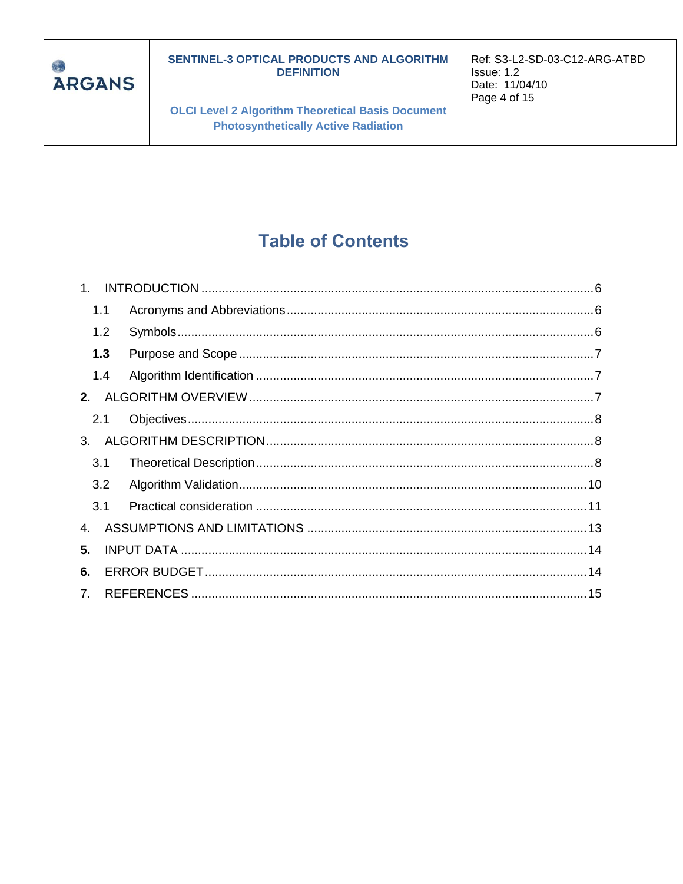# Table of Contents

1. INTRODUCTION ........ 6
   - 1.1 Acronyms and Abbreviations ........ 6
   - 1.2 Symbols ........ 6
   - **1.3** Purpose and Scope ........ 7
   - 1.4 Algorithm Identification ........ 7
2. ALGORITHM OVERVIEW ........ 7
   - 2.1 Objectives ........ 8
3. ALGORITHM DESCRIPTION ........ 8
   - 3.1 Theoretical Description ........ 8
   - 3.2 Algorithm Validation ........ 10
   - 3.1 Practical consideration ........ 11
4. ASSUMPTIONS AND LIMITATIONS ........ 13
5. INPUT DATA ........ 14
6. ERROR BUDGET ........ 14
7. REFERENCES ........ 15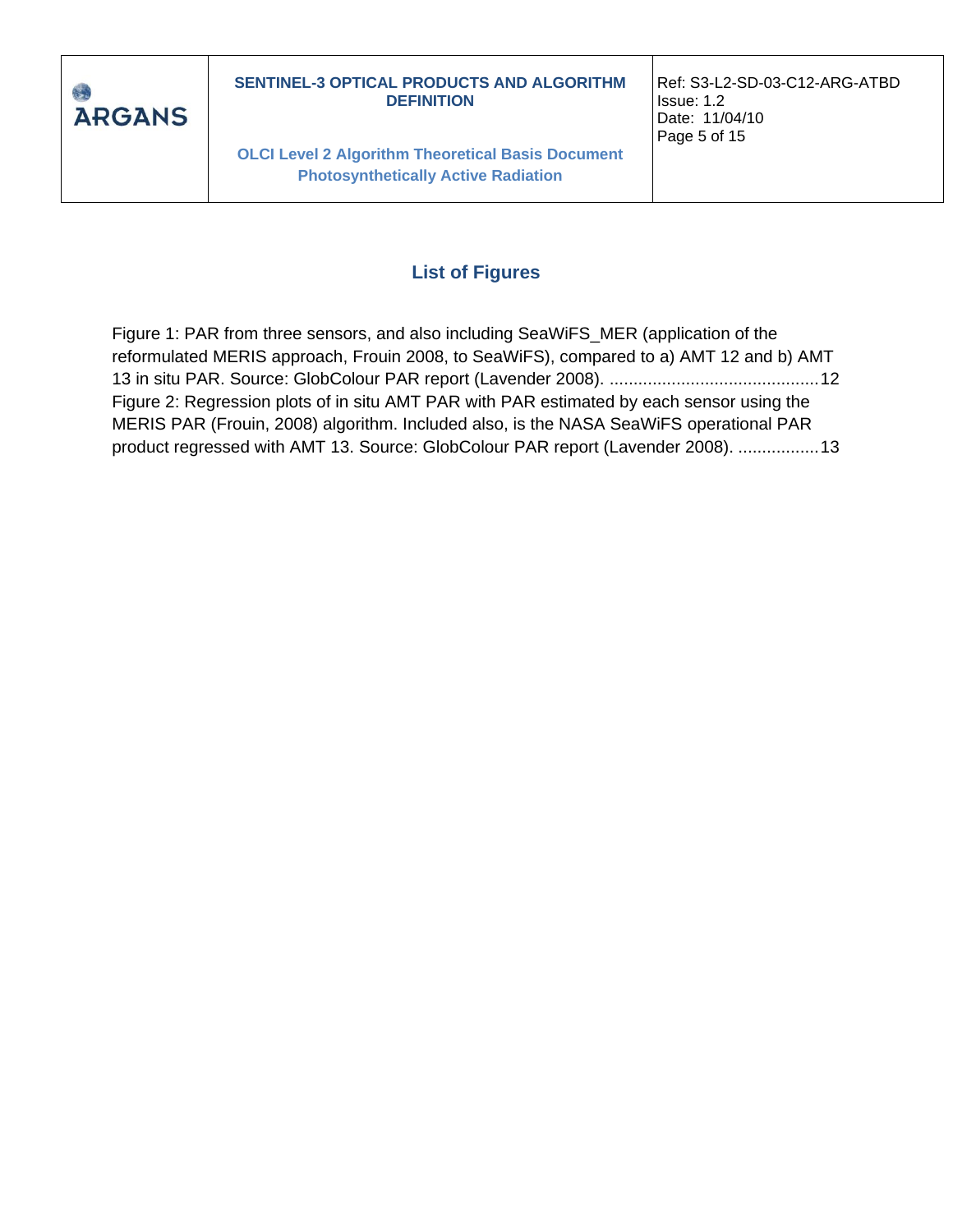## List of Figures

Figure 1: PAR from three sensors, and also including SeaWiFS_MER (application of the reformulated MERIS approach, Frouin 2008, to SeaWiFS), compared to a) AMT 12 and b) AMT 13 in situ PAR. Source: GlobColour PAR report (Lavender 2008). ............................................12

Figure 2: Regression plots of in situ AMT PAR with PAR estimated by each sensor using the MERIS PAR (Frouin, 2008) algorithm. Included also, is the NASA SeaWiFS operational PAR product regressed with AMT 13. Source: GlobColour PAR report (Lavender 2008). .................13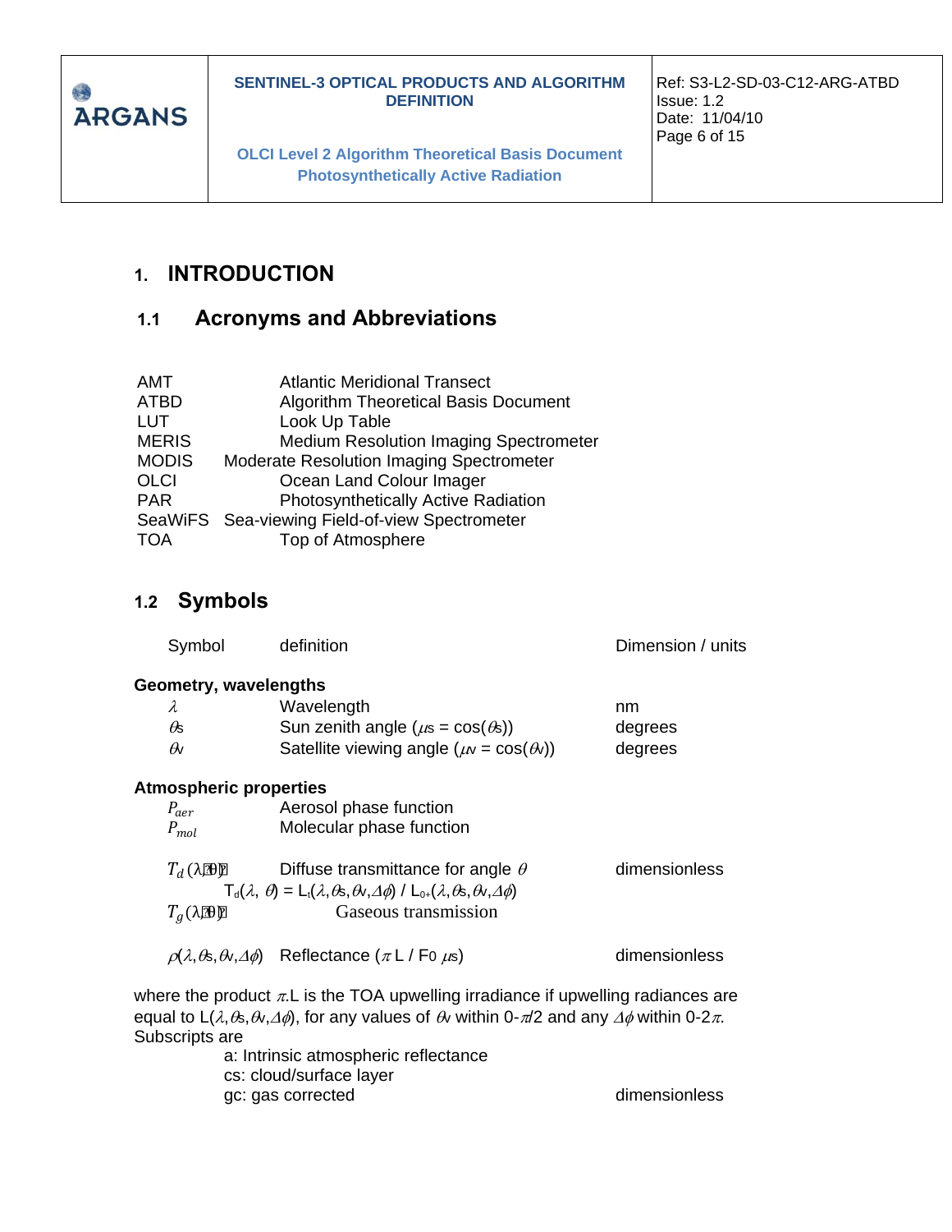# 1. INTRODUCTION

## 1.1 Acronyms and Abbreviations

| | |
|---|---|
| AMT | Atlantic Meridional Transect |
| ATBD | Algorithm Theoretical Basis Document |
| LUT | Look Up Table |
| MERIS | Medium Resolution Imaging Spectrometer |
| MODIS | Moderate Resolution Imaging Spectrometer |
| OLCI | Ocean Land Colour Imager |
| PAR | Photosynthetically Active Radiation |
| SeaWiFS | Sea-viewing Field-of-view Spectrometer |
| TOA | Top of Atmosphere |

## 1.2 Symbols

| Symbol | definition | Dimension / units |
|---|---|---|
| **Geometry, wavelengths** | | |
| $\lambda$ | Wavelength | nm |
| $\theta_s$ | Sun zenith angle ($\mu_s = \cos(\theta_s)$) | degrees |
| $\theta_v$ | Satellite viewing angle ($\mu_v = \cos(\theta_v)$) | degrees |
| **Atmospheric properties** | | |
| $P_{aer}$ | Aerosol phase function | |
| $P_{mol}$ | Molecular phase function | |
| $T_d(\lambda,\theta)$ | Diffuse transmittance for angle $\theta$ <br> $T_d(\lambda, \theta) = L_t(\lambda,\theta_s,\theta_v,\Delta\phi) / L_{0+}(\lambda,\theta_s,\theta_v,\Delta\phi)$ | dimensionless |
| $T_g(\lambda,\theta)$ | Gaseous transmission | |
| $\rho(\lambda,\theta_s,\theta_v,\Delta\phi)$ | Reflectance ($\pi$ L / $F_0$ $\mu_s$) | dimensionless |

where the product $\pi$.L is the TOA upwelling irradiance if upwelling radiances are equal to $L(\lambda,\theta_s,\theta_v,\Delta\phi)$, for any values of $\theta_v$ within 0-$\pi$/2 and any $\Delta\phi$ within 0-2$\pi$.
Subscripts are

- a: Intrinsic atmospheric reflectance
- cs: cloud/surface layer
- gc: gas corrected — dimensionless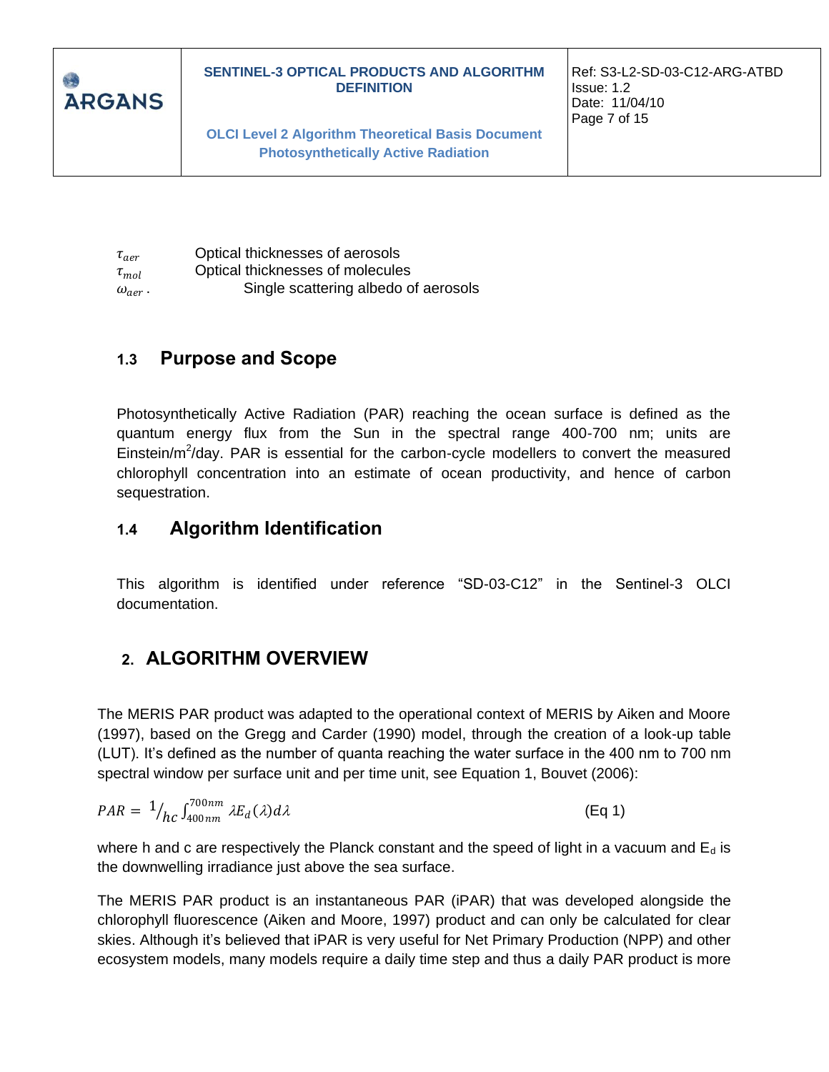| | |
|---|---|
| $\tau_{aer}$ | Optical thicknesses of aerosols |
| $\tau_{mol}$ | Optical thicknesses of molecules |
| $\omega_{aer}$ . | Single scattering albedo of aerosols |

### 1.3 Purpose and Scope

Photosynthetically Active Radiation (PAR) reaching the ocean surface is defined as the quantum energy flux from the Sun in the spectral range 400-700 nm; units are Einstein/m$^2$/day. PAR is essential for the carbon-cycle modellers to convert the measured chlorophyll concentration into an estimate of ocean productivity, and hence of carbon sequestration.

### 1.4 Algorithm Identification

This algorithm is identified under reference “SD-03-C12” in the Sentinel-3 OLCI documentation.

## 2. ALGORITHM OVERVIEW

The MERIS PAR product was adapted to the operational context of MERIS by Aiken and Moore (1997), based on the Gregg and Carder (1990) model, through the creation of a look-up table (LUT). It’s defined as the number of quanta reaching the water surface in the 400 nm to 700 nm spectral window per surface unit and per time unit, see Equation 1, Bouvet (2006):

$$PAR = {}^{1}\!/_{hc} \int_{400nm}^{700nm} \lambda E_d(\lambda) d\lambda \qquad \text{(Eq 1)}$$

where h and c are respectively the Planck constant and the speed of light in a vacuum and $E_d$ is the downwelling irradiance just above the sea surface.

The MERIS PAR product is an instantaneous PAR (iPAR) that was developed alongside the chlorophyll fluorescence (Aiken and Moore, 1997) product and can only be calculated for clear skies. Although it’s believed that iPAR is very useful for Net Primary Production (NPP) and other ecosystem models, many models require a daily time step and thus a daily PAR product is more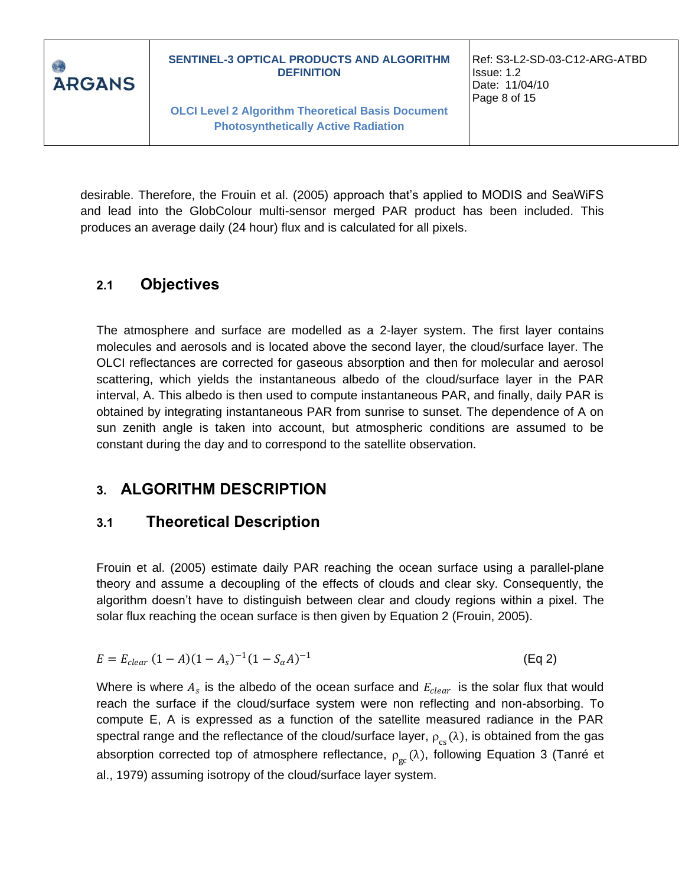desirable. Therefore, the Frouin et al. (2005) approach that's applied to MODIS and SeaWiFS and lead into the GlobColour multi-sensor merged PAR product has been included. This produces an average daily (24 hour) flux and is calculated for all pixels.

## 2.1 Objectives

The atmosphere and surface are modelled as a 2-layer system. The first layer contains molecules and aerosols and is located above the second layer, the cloud/surface layer. The OLCI reflectances are corrected for gaseous absorption and then for molecular and aerosol scattering, which yields the instantaneous albedo of the cloud/surface layer in the PAR interval, A. This albedo is then used to compute instantaneous PAR, and finally, daily PAR is obtained by integrating instantaneous PAR from sunrise to sunset. The dependence of A on sun zenith angle is taken into account, but atmospheric conditions are assumed to be constant during the day and to correspond to the satellite observation.

# 3. ALGORITHM DESCRIPTION

## 3.1 Theoretical Description

Frouin et al. (2005) estimate daily PAR reaching the ocean surface using a parallel-plane theory and assume a decoupling of the effects of clouds and clear sky. Consequently, the algorithm doesn't have to distinguish between clear and cloudy regions within a pixel. The solar flux reaching the ocean surface is then given by Equation 2 (Frouin, 2005).

$$E = E_{clear}\,(1 - A)(1 - A_s)^{-1}(1 - S_\alpha A)^{-1} \qquad \text{(Eq 2)}$$

Where is where $A_s$ is the albedo of the ocean surface and $E_{clear}$ is the solar flux that would reach the surface if the cloud/surface system were non reflecting and non-absorbing. To compute E, A is expressed as a function of the satellite measured radiance in the PAR spectral range and the reflectance of the cloud/surface layer, $\rho_{cs}(\lambda)$, is obtained from the gas absorption corrected top of atmosphere reflectance, $\rho_{gc}(\lambda)$, following Equation 3 (Tanré et al., 1979) assuming isotropy of the cloud/surface layer system.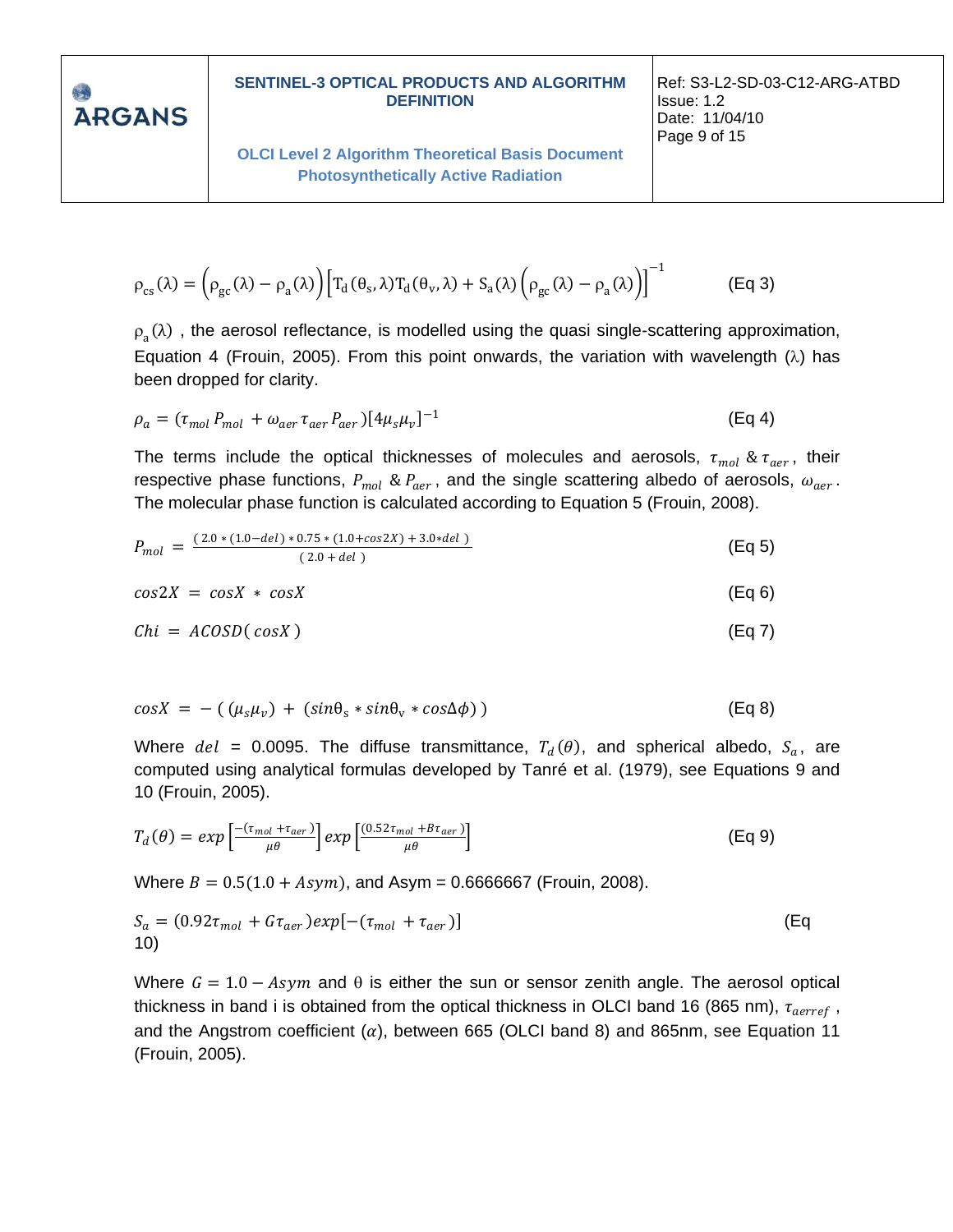$$\rho_{cs}(\lambda) = \left(\rho_{gc}(\lambda) - \rho_a(\lambda)\right)\left[T_d(\theta_s,\lambda)T_d(\theta_v,\lambda) + S_a(\lambda)\left(\rho_{gc}(\lambda) - \rho_a(\lambda)\right)\right]^{-1} \quad \text{(Eq 3)}$$

$\rho_a(\lambda)$ , the aerosol reflectance, is modelled using the quasi single-scattering approximation, Equation 4 (Frouin, 2005). From this point onwards, the variation with wavelength ($\lambda$) has been dropped for clarity.

$$\rho_a = (\tau_{mol}\, P_{mol} + \omega_{aer}\,\tau_{aer}\, P_{aer})[4\mu_s\mu_v]^{-1} \quad \text{(Eq 4)}$$

The terms include the optical thicknesses of molecules and aerosols, $\tau_{mol}$ & $\tau_{aer}$, their respective phase functions, $P_{mol}$ & $P_{aer}$, and the single scattering albedo of aerosols, $\omega_{aer}$. The molecular phase function is calculated according to Equation 5 (Frouin, 2008).

$$P_{mol} = \frac{(2.0 * (1.0 - del) * 0.75 * (1.0 + cos2X) + 3.0 * del\ )}{(2.0 + del\ )} \quad \text{(Eq 5)}$$

$$cos2X = cosX * cosX \quad \text{(Eq 6)}$$

$$Chi = ACOSD(\,cosX\,) \quad \text{(Eq 7)}$$

$$cosX = -\,(\,(\mu_s\mu_v) + (sin\theta_s * sin\theta_v * cos\Delta\phi)\,) \quad \text{(Eq 8)}$$

Where $del$ = 0.0095. The diffuse transmittance, $T_d(\theta)$, and spherical albedo, $S_a$, are computed using analytical formulas developed by Tanré et al. (1979), see Equations 9 and 10 (Frouin, 2005).

$$T_d(\theta) = exp\left[\frac{-(\tau_{mol} + \tau_{aer})}{\mu\theta}\right] exp\left[\frac{(0.52\tau_{mol} + B\tau_{aer})}{\mu\theta}\right] \quad \text{(Eq 9)}$$

Where $B = 0.5(1.0 + Asym)$, and Asym = 0.6666667 (Frouin, 2008).

$$S_a = (0.92\tau_{mol} + G\tau_{aer})exp[-(\tau_{mol} + \tau_{aer})] \quad \text{(Eq 10)}$$

Where $G = 1.0 - Asym$ and $\theta$ is either the sun or sensor zenith angle. The aerosol optical thickness in band i is obtained from the optical thickness in OLCI band 16 (865 nm), $\tau_{aerref}$, and the Angstrom coefficient ($\alpha$), between 665 (OLCI band 8) and 865nm, see Equation 11 (Frouin, 2005).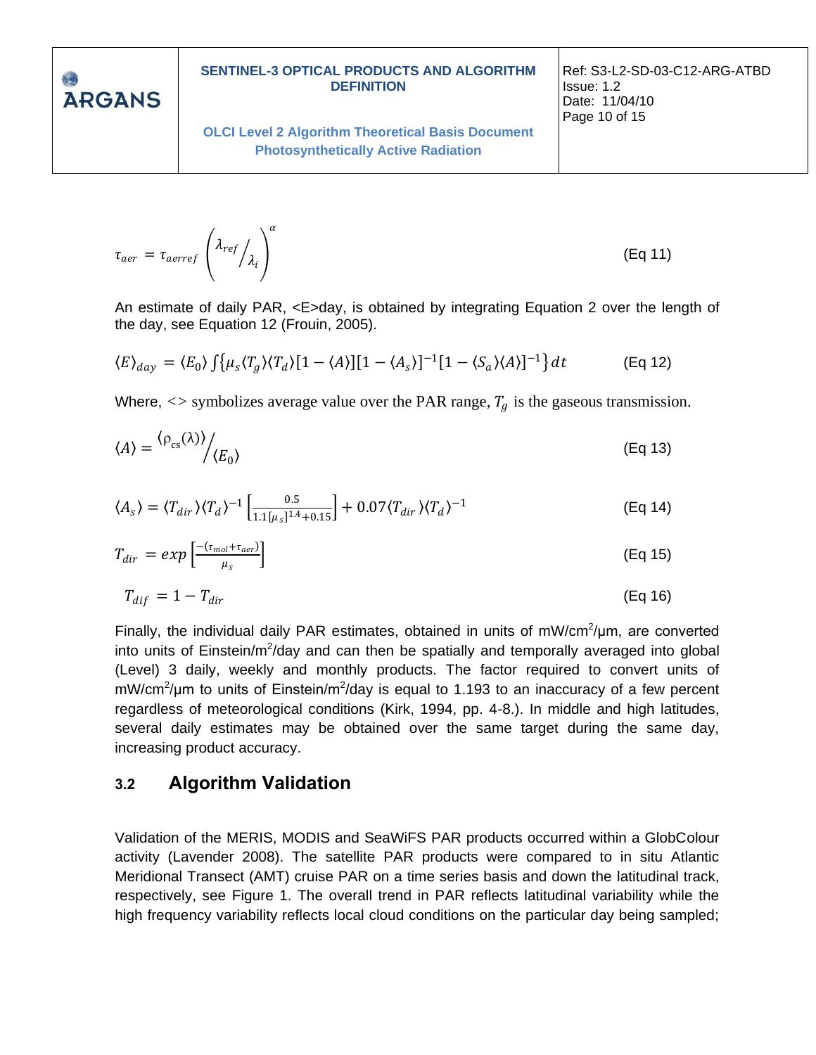$$\tau_{aer} = \tau_{aerref} \left( \lambda_{ref} / \lambda_i \right)^{\alpha} \tag{Eq 11}$$

An estimate of daily PAR, <E>day, is obtained by integrating Equation 2 over the length of the day, see Equation 12 (Frouin, 2005).

$$\langle E \rangle_{day} = \langle E_0 \rangle \int \left\{ \mu_s \langle T_g \rangle \langle T_d \rangle [1 - \langle A \rangle][1 - \langle A_s \rangle]^{-1} [1 - \langle S_a \rangle \langle A \rangle]^{-1} \right\} dt \tag{Eq 12}$$

Where, $<>$ symbolizes average value over the PAR range, $T_g$ is the gaseous transmission.

$$\langle A \rangle = \langle \rho_{cs}(\lambda) \rangle / \langle E_0 \rangle \tag{Eq 13}$$

$$\langle A_s \rangle = \langle T_{dir} \rangle \langle T_d \rangle^{-1} \left[ \frac{0.5}{1.1 [\mu_s]^{1.4} + 0.15} \right] + 0.07 \langle T_{dir} \rangle \langle T_d \rangle^{-1} \tag{Eq 14}$$

$$T_{dir} = exp \left[ \frac{-(\tau_{mol} + \tau_{aer})}{\mu_s} \right] \tag{Eq 15}$$

$$T_{dif} = 1 - T_{dir} \tag{Eq 16}$$

Finally, the individual daily PAR estimates, obtained in units of mW/cm$^2$/µm, are converted into units of Einstein/m$^2$/day and can then be spatially and temporally averaged into global (Level) 3 daily, weekly and monthly products. The factor required to convert units of mW/cm$^2$/µm to units of Einstein/m$^2$/day is equal to 1.193 to an inaccuracy of a few percent regardless of meteorological conditions (Kirk, 1994, pp. 4-8.). In middle and high latitudes, several daily estimates may be obtained over the same target during the same day, increasing product accuracy.

## 3.2 Algorithm Validation

Validation of the MERIS, MODIS and SeaWiFS PAR products occurred within a GlobColour activity (Lavender 2008). The satellite PAR products were compared to in situ Atlantic Meridional Transect (AMT) cruise PAR on a time series basis and down the latitudinal track, respectively, see Figure 1. The overall trend in PAR reflects latitudinal variability while the high frequency variability reflects local cloud conditions on the particular day being sampled;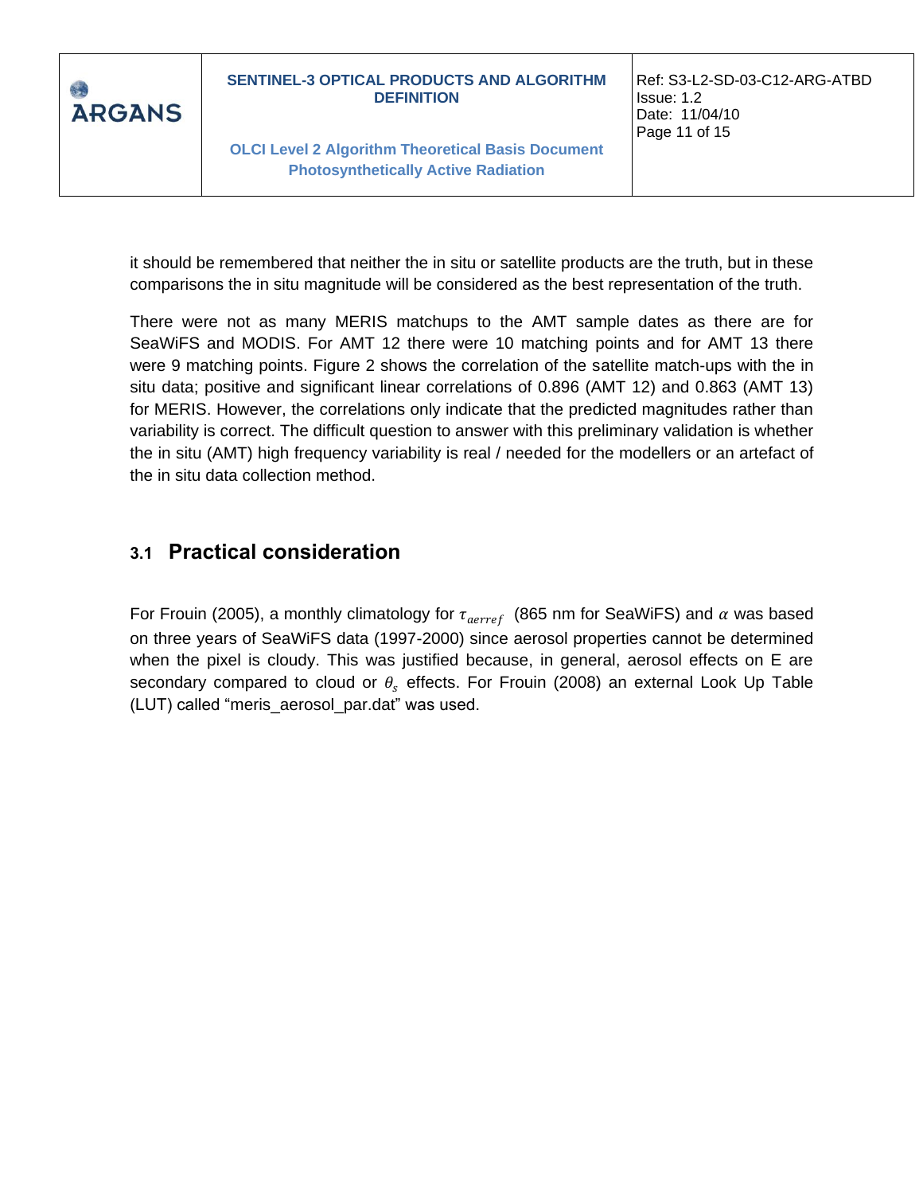it should be remembered that neither the in situ or satellite products are the truth, but in these comparisons the in situ magnitude will be considered as the best representation of the truth.

There were not as many MERIS matchups to the AMT sample dates as there are for SeaWiFS and MODIS. For AMT 12 there were 10 matching points and for AMT 13 there were 9 matching points. Figure 2 shows the correlation of the satellite match-ups with the in situ data; positive and significant linear correlations of 0.896 (AMT 12) and 0.863 (AMT 13) for MERIS. However, the correlations only indicate that the predicted magnitudes rather than variability is correct. The difficult question to answer with this preliminary validation is whether the in situ (AMT) high frequency variability is real / needed for the modellers or an artefact of the in situ data collection method.

## 3.1 Practical consideration

For Frouin (2005), a monthly climatology for $\tau_{aerref}$ (865 nm for SeaWiFS) and $\alpha$ was based on three years of SeaWiFS data (1997-2000) since aerosol properties cannot be determined when the pixel is cloudy. This was justified because, in general, aerosol effects on E are secondary compared to cloud or $\theta_s$ effects. For Frouin (2008) an external Look Up Table (LUT) called "meris_aerosol_par.dat" was used.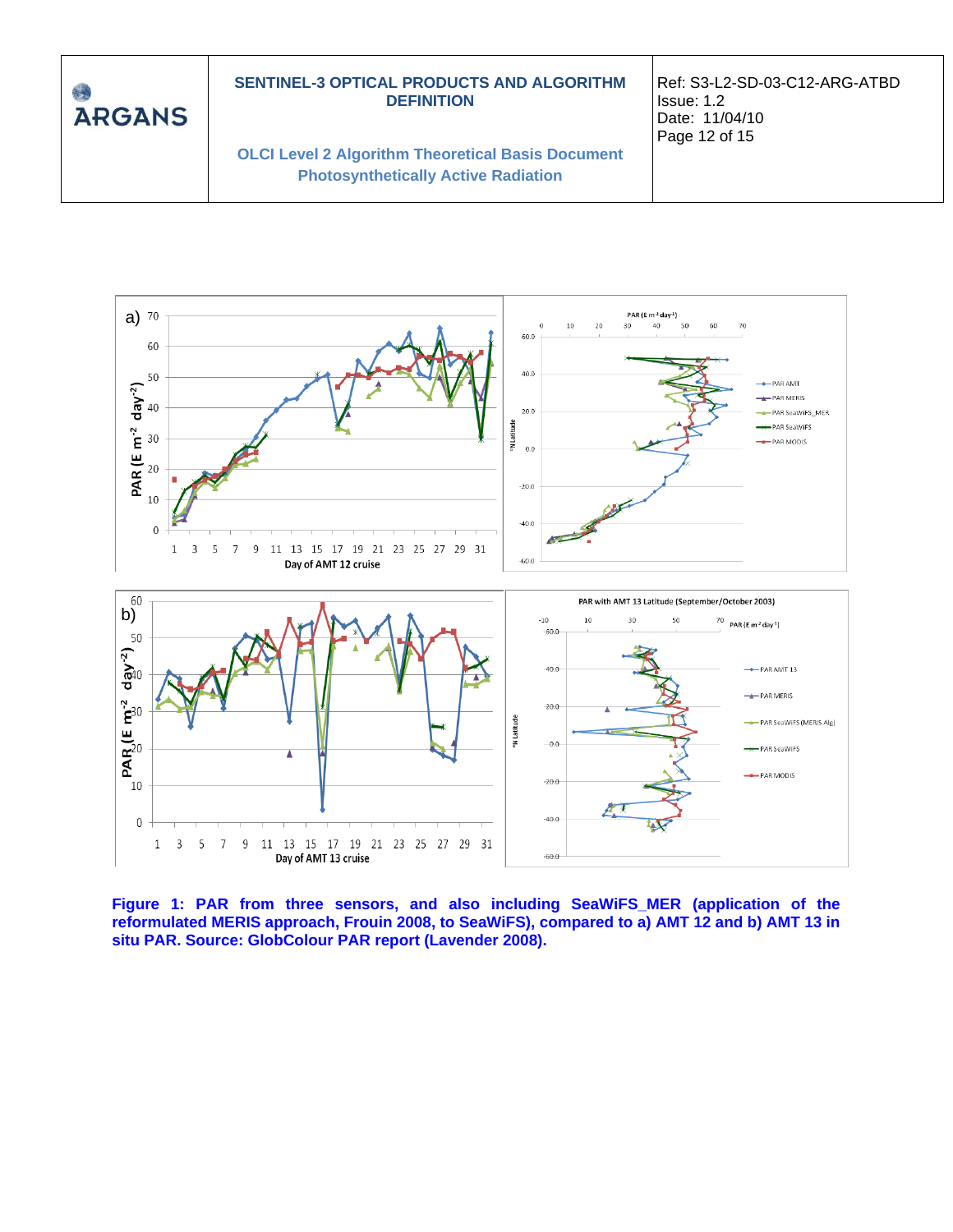Figure 1: PAR from three sensors, and also including SeaWiFS_MER (application of the reformulated MERIS approach, Frouin 2008, to SeaWiFS), compared to a) AMT 12 and b) AMT 13 in situ PAR. Source: GlobColour PAR report (Lavender 2008).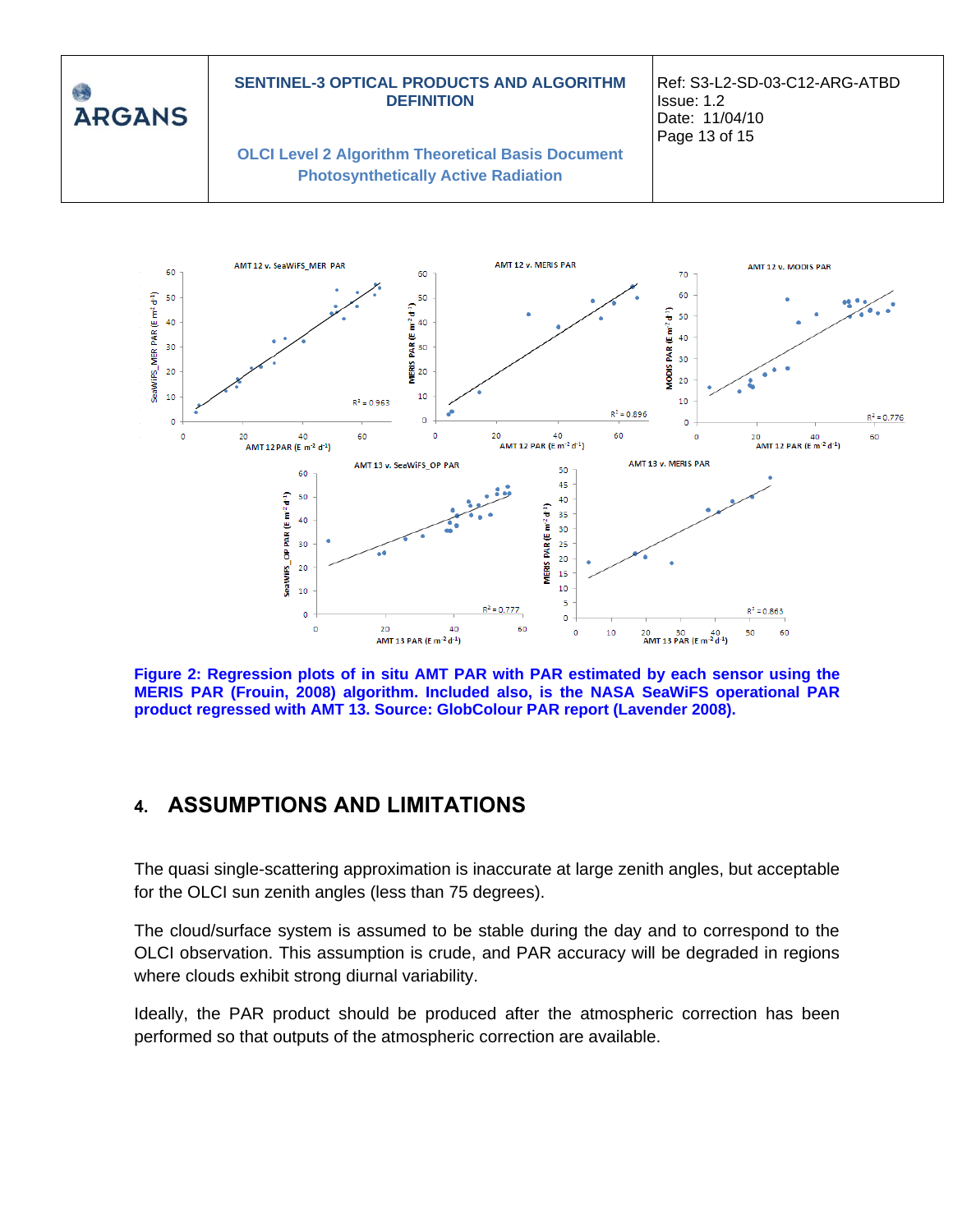**Figure 2: Regression plots of in situ AMT PAR with PAR estimated by each sensor using the MERIS PAR (Frouin, 2008) algorithm. Included also, is the NASA SeaWiFS operational PAR product regressed with AMT 13. Source: GlobColour PAR report (Lavender 2008).**

## 4. ASSUMPTIONS AND LIMITATIONS

The quasi single-scattering approximation is inaccurate at large zenith angles, but acceptable for the OLCI sun zenith angles (less than 75 degrees).

The cloud/surface system is assumed to be stable during the day and to correspond to the OLCI observation. This assumption is crude, and PAR accuracy will be degraded in regions where clouds exhibit strong diurnal variability.

Ideally, the PAR product should be produced after the atmospheric correction has been performed so that outputs of the atmospheric correction are available.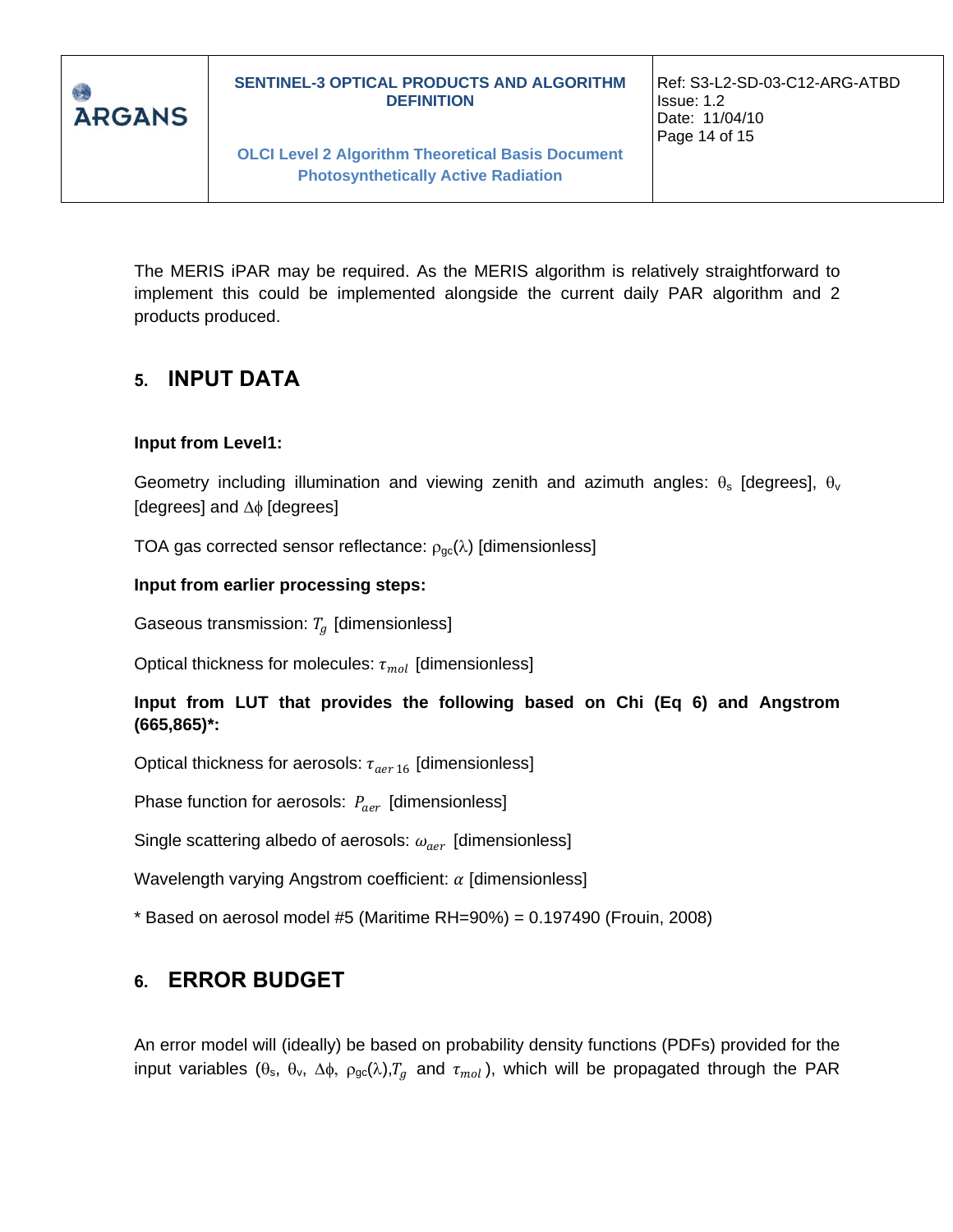The MERIS iPAR may be required. As the MERIS algorithm is relatively straightforward to implement this could be implemented alongside the current daily PAR algorithm and 2 products produced.

# 5. INPUT DATA

**Input from Level1:**

Geometry including illumination and viewing zenith and azimuth angles: $\theta_s$ [degrees], $\theta_v$ [degrees] and $\Delta\phi$ [degrees]

TOA gas corrected sensor reflectance: $\rho_{gc}(\lambda)$ [dimensionless]

**Input from earlier processing steps:**

Gaseous transmission: $T_g$ [dimensionless]

Optical thickness for molecules: $\tau_{mol}$ [dimensionless]

**Input from LUT that provides the following based on Chi (Eq 6) and Angstrom (665,865)*:**

Optical thickness for aerosols: $\tau_{aer\,16}$ [dimensionless]

Phase function for aerosols: $P_{aer}$ [dimensionless]

Single scattering albedo of aerosols: $\omega_{aer}$ [dimensionless]

Wavelength varying Angstrom coefficient: $\alpha$ [dimensionless]

* Based on aerosol model #5 (Maritime RH=90%) = 0.197490 (Frouin, 2008)

# 6. ERROR BUDGET

An error model will (ideally) be based on probability density functions (PDFs) provided for the input variables ($\theta_s$, $\theta_v$, $\Delta\phi$, $\rho_{gc}(\lambda)$,$T_g$ and $\tau_{mol}$), which will be propagated through the PAR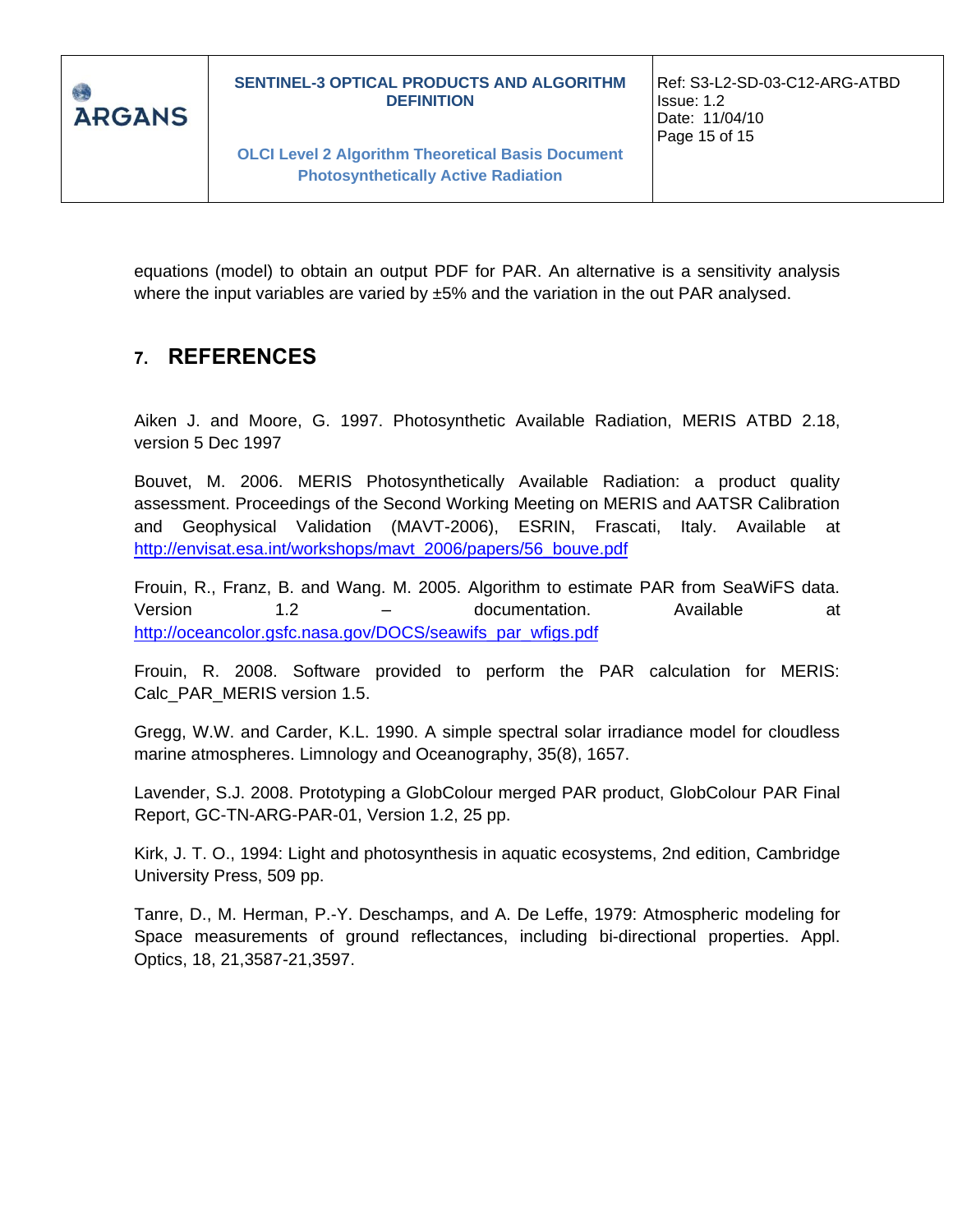equations (model) to obtain an output PDF for PAR. An alternative is a sensitivity analysis where the input variables are varied by ±5% and the variation in the out PAR analysed.

# 7. REFERENCES

Aiken J. and Moore, G. 1997. Photosynthetic Available Radiation, MERIS ATBD 2.18, version 5 Dec 1997

Bouvet, M. 2006. MERIS Photosynthetically Available Radiation: a product quality assessment. Proceedings of the Second Working Meeting on MERIS and AATSR Calibration and Geophysical Validation (MAVT-2006), ESRIN, Frascati, Italy. Available at http://envisat.esa.int/workshops/mavt_2006/papers/56_bouve.pdf

Frouin, R., Franz, B. and Wang. M. 2005. Algorithm to estimate PAR from SeaWiFS data. Version 1.2 – documentation. Available at http://oceancolor.gsfc.nasa.gov/DOCS/seawifs_par_wfigs.pdf

Frouin, R. 2008. Software provided to perform the PAR calculation for MERIS: Calc_PAR_MERIS version 1.5.

Gregg, W.W. and Carder, K.L. 1990. A simple spectral solar irradiance model for cloudless marine atmospheres. Limnology and Oceanography, 35(8), 1657.

Lavender, S.J. 2008. Prototyping a GlobColour merged PAR product, GlobColour PAR Final Report, GC-TN-ARG-PAR-01, Version 1.2, 25 pp.

Kirk, J. T. O., 1994: Light and photosynthesis in aquatic ecosystems, 2nd edition, Cambridge University Press, 509 pp.

Tanre, D., M. Herman, P.-Y. Deschamps, and A. De Leffe, 1979: Atmospheric modeling for Space measurements of ground reflectances, including bi-directional properties. Appl. Optics, 18, 21,3587-21,3597.